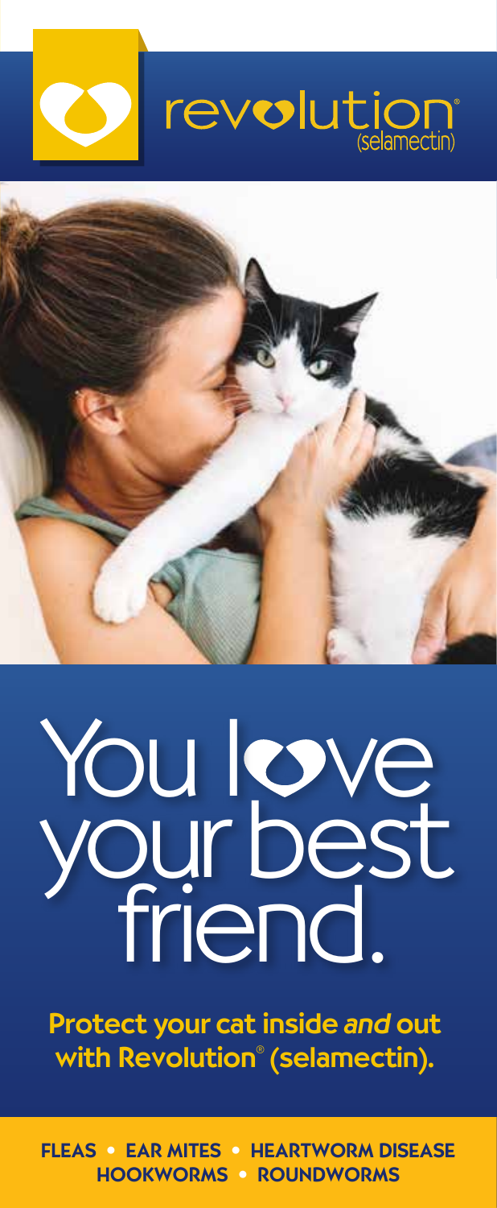revolution®
(selamectin)

# You love your best friend.

**Protect your cat inside *and* out with Revolution® (selamectin).**

**FLEAS • EAR MITES • HEARTWORM DISEASE HOOKWORMS • ROUNDWORMS**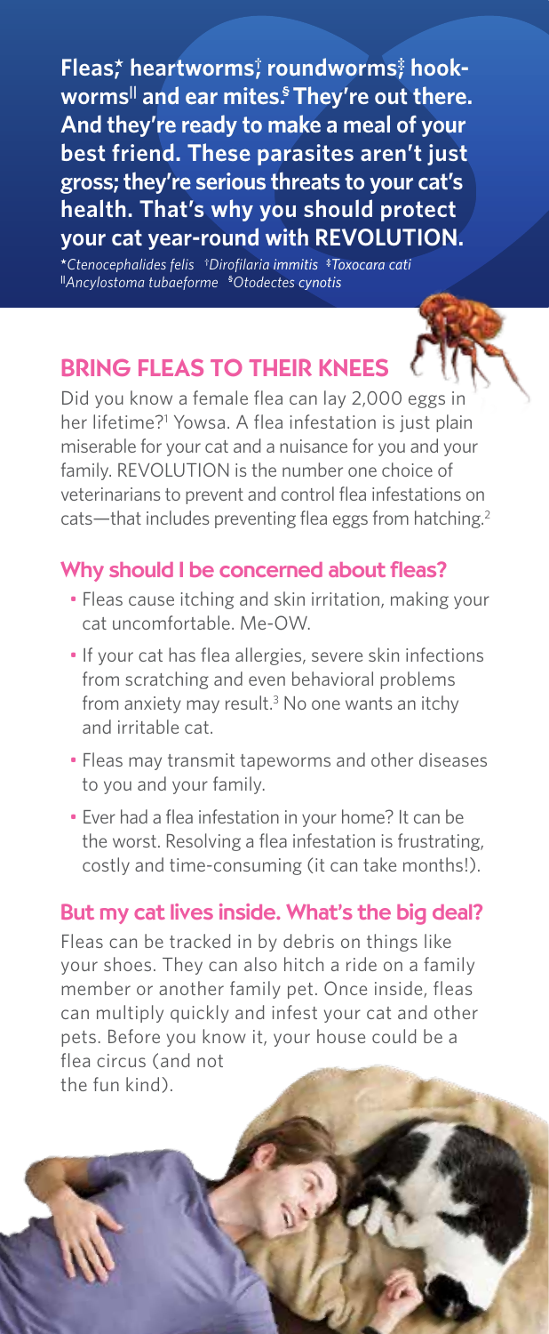**Fleas,* heartworms,† roundworms,‡ hookworms|| and ear mites.§ They're out there. And they're ready to make a meal of your best friend. These parasites aren't just gross; they're serious threats to your cat's health. That's why you should protect your cat year-round with REVOLUTION.**

**Ctenocephalides felis* †*Dirofilaria immitis* ‡*Toxocara cati* ||*Ancylostoma tubaeforme* §*Otodectes cynotis*

## BRING FLEAS TO THEIR KNEES

Did you know a female flea can lay 2,000 eggs in her lifetime?[1] Yowsa. A flea infestation is just plain miserable for your cat and a nuisance for you and your family. REVOLUTION is the number one choice of veterinarians to prevent and control flea infestations on cats—that includes preventing flea eggs from hatching.[2]

### Why should I be concerned about fleas?

- Fleas cause itching and skin irritation, making your cat uncomfortable. Me-OW.
- If your cat has flea allergies, severe skin infections from scratching and even behavioral problems from anxiety may result.[3] No one wants an itchy and irritable cat.
- Fleas may transmit tapeworms and other diseases to you and your family.
- Ever had a flea infestation in your home? It can be the worst. Resolving a flea infestation is frustrating, costly and time-consuming (it can take months!).

### But my cat lives inside. What's the big deal?

Fleas can be tracked in by debris on things like your shoes. They can also hitch a ride on a family member or another family pet. Once inside, fleas can multiply quickly and infest your cat and other pets. Before you know it, your house could be a flea circus (and not the fun kind).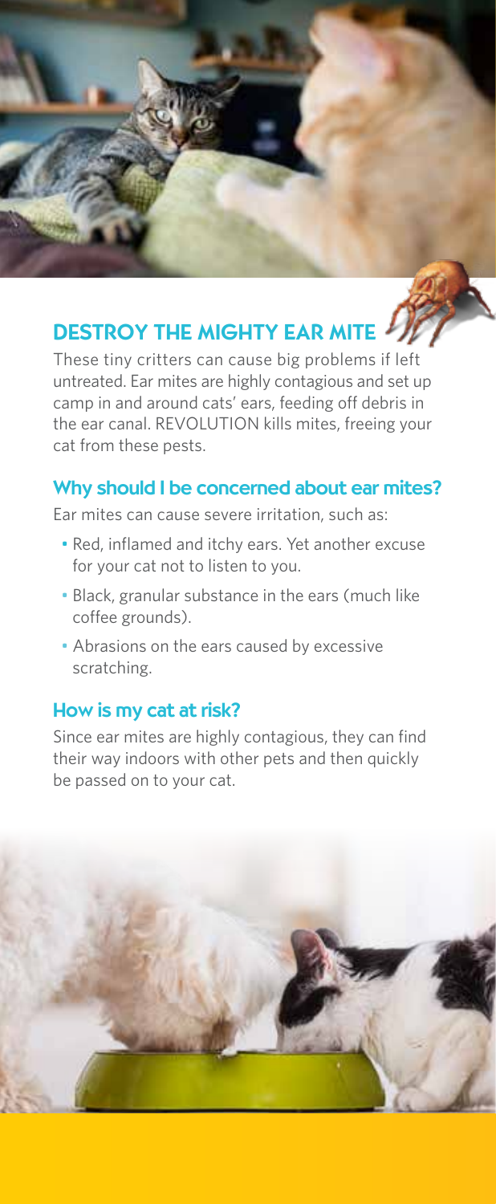## DESTROY THE MIGHTY EAR MITE

These tiny critters can cause big problems if left untreated. Ear mites are highly contagious and set up camp in and around cats' ears, feeding off debris in the ear canal. REVOLUTION kills mites, freeing your cat from these pests.

### Why should I be concerned about ear mites?

Ear mites can cause severe irritation, such as:

- Red, inflamed and itchy ears. Yet another excuse for your cat not to listen to you.
- Black, granular substance in the ears (much like coffee grounds).
- Abrasions on the ears caused by excessive scratching.

### How is my cat at risk?

Since ear mites are highly contagious, they can find their way indoors with other pets and then quickly be passed on to your cat.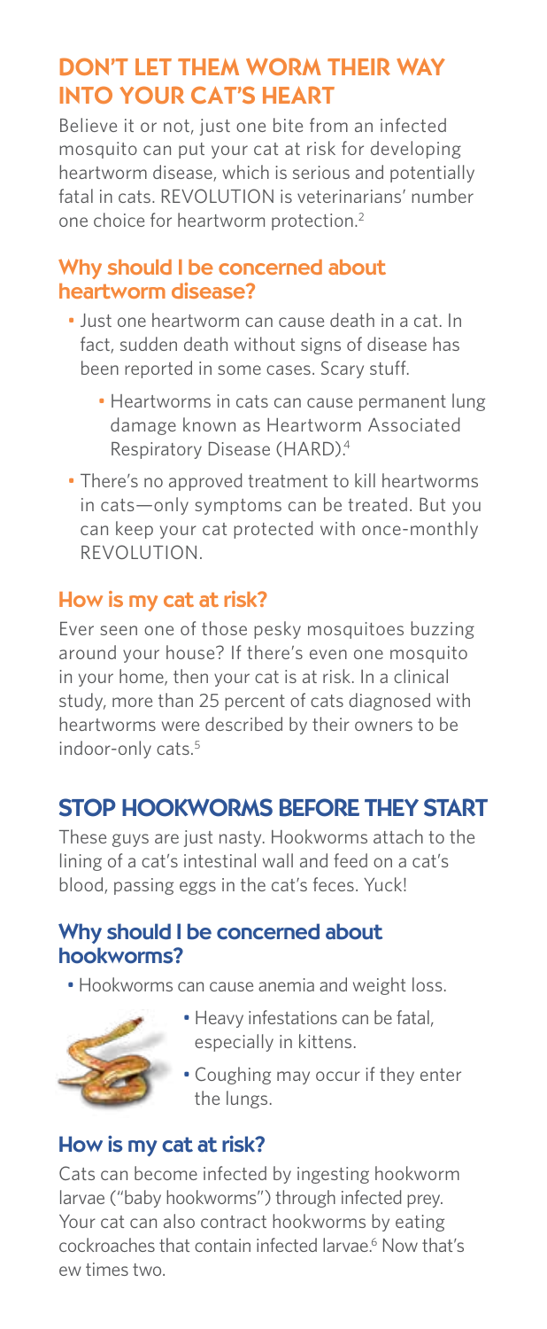## DON'T LET THEM WORM THEIR WAY INTO YOUR CAT'S HEART

Believe it or not, just one bite from an infected mosquito can put your cat at risk for developing heartworm disease, which is serious and potentially fatal in cats. REVOLUTION is veterinarians' number one choice for heartworm protection.[2]

### Why should I be concerned about heartworm disease?

- Just one heartworm can cause death in a cat. In fact, sudden death without signs of disease has been reported in some cases. Scary stuff.
  - Heartworms in cats can cause permanent lung damage known as Heartworm Associated Respiratory Disease (HARD).[4]
- There's no approved treatment to kill heartworms in cats—only symptoms can be treated. But you can keep your cat protected with once-monthly REVOLUTION.

### How is my cat at risk?

Ever seen one of those pesky mosquitoes buzzing around your house? If there's even one mosquito in your home, then your cat is at risk. In a clinical study, more than 25 percent of cats diagnosed with heartworms were described by their owners to be indoor-only cats.[5]

## STOP HOOKWORMS BEFORE THEY START

These guys are just nasty. Hookworms attach to the lining of a cat's intestinal wall and feed on a cat's blood, passing eggs in the cat's feces. Yuck!

### Why should I be concerned about hookworms?

- Hookworms can cause anemia and weight loss.
- Heavy infestations can be fatal, especially in kittens.
- Coughing may occur if they enter the lungs.

### How is my cat at risk?

Cats can become infected by ingesting hookworm larvae ("baby hookworms") through infected prey. Your cat can also contract hookworms by eating cockroaches that contain infected larvae.[6] Now that's ew times two.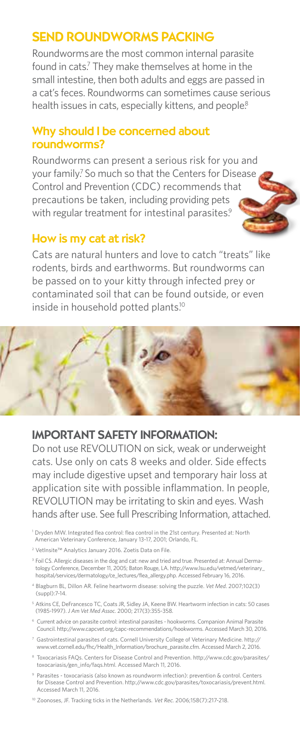## SEND ROUNDWORMS PACKING

Roundworms are the most common internal parasite found in cats.[7] They make themselves at home in the small intestine, then both adults and eggs are passed in a cat's feces. Roundworms can sometimes cause serious health issues in cats, especially kittens, and people.[8]

### Why should I be concerned about roundworms?

Roundworms can present a serious risk for you and your family.[7] So much so that the Centers for Disease Control and Prevention (CDC) recommends that precautions be taken, including providing pets with regular treatment for intestinal parasites.[9]

### How is my cat at risk?

Cats are natural hunters and love to catch "treats" like rodents, birds and earthworms. But roundworms can be passed on to your kitty through infected prey or contaminated soil that can be found outside, or even inside in household potted plants.[10]

## IMPORTANT SAFETY INFORMATION:

Do not use REVOLUTION on sick, weak or underweight cats. Use only on cats 8 weeks and older. Side effects may include digestive upset and temporary hair loss at application site with possible inflammation. In people, REVOLUTION may be irritating to skin and eyes. Wash hands after use. See full Prescribing Information, attached.

[1] Dryden MW. Integrated flea control: flea control in the 21st century. Presented at: North American Veterinary Conference, January 13-17, 2001; Orlando, FL.

[2] VetInsite™ Analytics January 2016. Zoetis Data on File.

[3] Foil CS. Allergic diseases in the dog and cat: new and tried and true. Presented at: Annual Dermatology Conference, December 11, 2005; Baton Rouge, LA. http://www.lsu.edu/vetmed/veterinary_hospital/services/dermatology/ce_lectures/flea_allergy.php. Accessed February 16, 2016.

[4] Blagburn BL, Dillon AR. Feline heartworm disease: solving the puzzle. *Vet Med*. 2007;102(3)(suppl):7-14.

[5] Atkins CE, DeFrancesco TC, Coats JR, Sidley JA, Keene BW. Heartworm infection in cats: 50 cases (1985-1997). *J Am Vet Med Assoc*. 2000; 217(3):355-358.

[6] Current advice on parasite control: intestinal parasites - hookworms. Companion Animal Parasite Council. http://www.capcvet.org/capc-recommendations/hookworms. Accessed March 30, 2016.

[7] Gastrointestinal parasites of cats. Cornell University College of Veterinary Medicine. http://www.vet.cornell.edu/fhc/Health_Information/brochure_parasite.cfm. Accessed March 2, 2016.

[8] Toxocariasis FAQs. Centers for Disease Control and Prevention. http://www.cdc.gov/parasites/toxocariasis/gen_info/faqs.html. Accessed March 11, 2016.

[9] Parasites - toxocariasis (also known as roundworm infection): prevention & control. Centers for Disease Control and Prevention. http://www.cdc.gov/parasites/toxocariasis/prevent.html. Accessed March 11, 2016.

[10] Zoonoses, JF. Tracking ticks in the Netherlands. *Vet Rec*. 2006;158(7):217-218.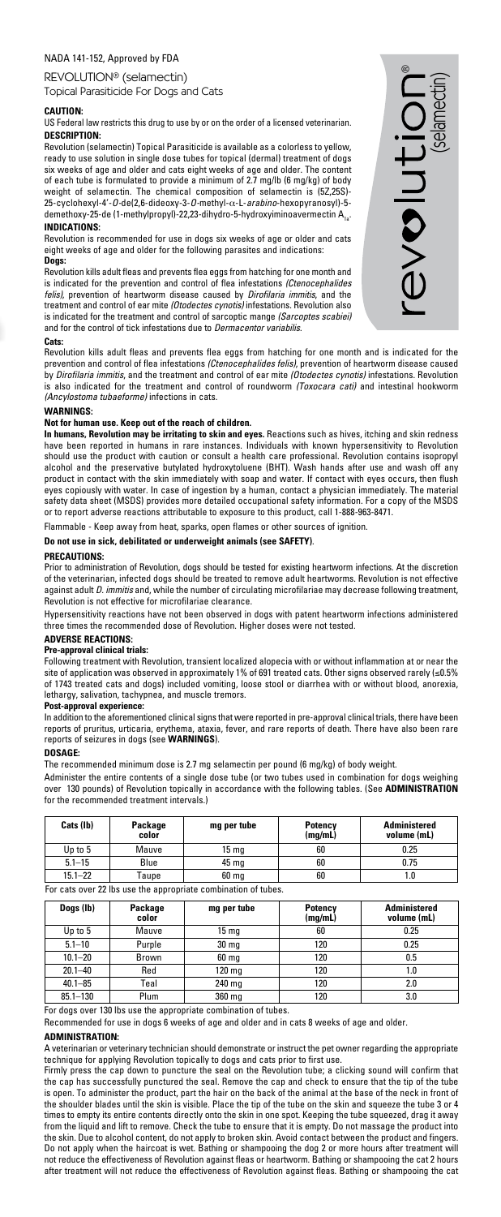NADA 141-152, Approved by FDA

REVOLUTION® (selamectin)
Topical Parasiticide For Dogs and Cats

revolution® (selamectin)

**CAUTION:**

US Federal law restricts this drug to use by or on the order of a licensed veterinarian.

**DESCRIPTION:**

Revolution (selamectin) Topical Parasiticide is available as a colorless to yellow, ready to use solution in single dose tubes for topical (dermal) treatment of dogs six weeks of age and older and cats eight weeks of age and older. The content of each tube is formulated to provide a minimum of 2.7 mg/lb (6 mg/kg) of body weight of selamectin. The chemical composition of selamectin is (5Z,25S)-25-cyclohexyl-4'-*O*-de(2,6-dideoxy-3-*O*-methyl-α-L-*arabino*-hexopyranosyl)-5-demethoxy-25-de (1-methylpropyl)-22,23-dihydro-5-hydroxyiminoavermectin $A_{1a}$.

**INDICATIONS:**

Revolution is recommended for use in dogs six weeks of age or older and cats eight weeks of age and older for the following parasites and indications:

**Dogs:**

Revolution kills adult fleas and prevents flea eggs from hatching for one month and is indicated for the prevention and control of flea infestations *(Ctenocephalides felis)*, prevention of heartworm disease caused by *Dirofilaria immitis*, and the treatment and control of ear mite *(Otodectes cynotis)* infestations. Revolution also is indicated for the treatment and control of sarcoptic mange *(Sarcoptes scabiei)* and for the control of tick infestations due to *Dermacentor variabilis*.

**Cats:**

Revolution kills adult fleas and prevents flea eggs from hatching for one month and is indicated for the prevention and control of flea infestations *(Ctenocephalides felis)*, prevention of heartworm disease caused by *Dirofilaria immitis*, and the treatment and control of ear mite *(Otodectes cynotis)* infestations. Revolution is also indicated for the treatment and control of roundworm *(Toxocara cati)* and intestinal hookworm *(Ancylostoma tubaeforme)* infections in cats.

**WARNINGS:**

**Not for human use. Keep out of the reach of children.**

**In humans, Revolution may be irritating to skin and eyes.** Reactions such as hives, itching and skin redness have been reported in humans in rare instances. Individuals with known hypersensitivity to Revolution should use the product with caution or consult a health care professional. Revolution contains isopropyl alcohol and the preservative butylated hydroxytoluene (BHT). Wash hands after use and wash off any product in contact with the skin immediately with soap and water. If contact with eyes occurs, then flush eyes copiously with water. In case of ingestion by a human, contact a physician immediately. The material safety data sheet (MSDS) provides more detailed occupational safety information. For a copy of the MSDS or to report adverse reactions attributable to exposure to this product, call 1-888-963-8471.

Flammable - Keep away from heat, sparks, open flames or other sources of ignition.

**Do not use in sick, debilitated or underweight animals (see SAFETY)**.

**PRECAUTIONS:**

Prior to administration of Revolution, dogs should be tested for existing heartworm infections. At the discretion of the veterinarian, infected dogs should be treated to remove adult heartworms. Revolution is not effective against adult *D. immitis* and, while the number of circulating microfilariae may decrease following treatment, Revolution is not effective for microfilariae clearance.

Hypersensitivity reactions have not been observed in dogs with patent heartworm infections administered three times the recommended dose of Revolution. Higher doses were not tested.

**ADVERSE REACTIONS:**

**Pre-approval clinical trials:**

Following treatment with Revolution, transient localized alopecia with or without inflammation at or near the site of application was observed in approximately 1% of 691 treated cats. Other signs observed rarely (≤0.5% of 1743 treated cats and dogs) included vomiting, loose stool or diarrhea with or without blood, anorexia, lethargy, salivation, tachypnea, and muscle tremors.

**Post-approval experience:**

In addition to the aforementioned clinical signs that were reported in pre-approval clinical trials, there have been reports of pruritus, urticaria, erythema, ataxia, fever, and rare reports of death. There have also been rare reports of seizures in dogs (see **WARNINGS**).

**DOSAGE:**

The recommended minimum dose is 2.7 mg selamectin per pound (6 mg/kg) of body weight.

Administer the entire contents of a single dose tube (or two tubes used in combination for dogs weighing over 130 pounds) of Revolution topically in accordance with the following tables. (See **ADMINISTRATION** for the recommended treatment intervals.)

| Cats (lb) | Package color | mg per tube | Potency (mg/mL) | Administered volume (mL) |
|---|---|---|---|---|
| Up to 5 | Mauve | 15 mg | 60 | 0.25 |
| 5.1–15 | Blue | 45 mg | 60 | 0.75 |
| 15.1–22 | Taupe | 60 mg | 60 | 1.0 |

For cats over 22 lbs use the appropriate combination of tubes.

| Dogs (lb) | Package color | mg per tube | Potency (mg/mL) | Administered volume (mL) |
|---|---|---|---|---|
| Up to 5 | Mauve | 15 mg | 60 | 0.25 |
| 5.1–10 | Purple | 30 mg | 120 | 0.25 |
| 10.1–20 | Brown | 60 mg | 120 | 0.5 |
| 20.1–40 | Red | 120 mg | 120 | 1.0 |
| 40.1–85 | Teal | 240 mg | 120 | 2.0 |
| 85.1–130 | Plum | 360 mg | 120 | 3.0 |

For dogs over 130 lbs use the appropriate combination of tubes.

Recommended for use in dogs 6 weeks of age and older and in cats 8 weeks of age and older.

**ADMINISTRATION:**

A veterinarian or veterinary technician should demonstrate or instruct the pet owner regarding the appropriate technique for applying Revolution topically to dogs and cats prior to first use.

Firmly press the cap down to puncture the seal on the Revolution tube; a clicking sound will confirm that the cap has successfully punctured the seal. Remove the cap and check to ensure that the tip of the tube is open. To administer the product, part the hair on the back of the animal at the base of the neck in front of the shoulder blades until the skin is visible. Place the tip of the tube on the skin and squeeze the tube 3 or 4 times to empty its entire contents directly onto the skin in one spot. Keeping the tube squeezed, drag it away from the liquid and lift to remove. Check the tube to ensure that it is empty. Do not massage the product into the skin. Due to alcohol content, do not apply to broken skin. Avoid contact between the product and fingers. Do not apply when the haircoat is wet. Bathing or shampooing the dog 2 or more hours after treatment will not reduce the effectiveness of Revolution against fleas or heartworm. Bathing or shampooing the cat 2 hours after treatment will not reduce the effectiveness of Revolution against fleas. Bathing or shampooing the cat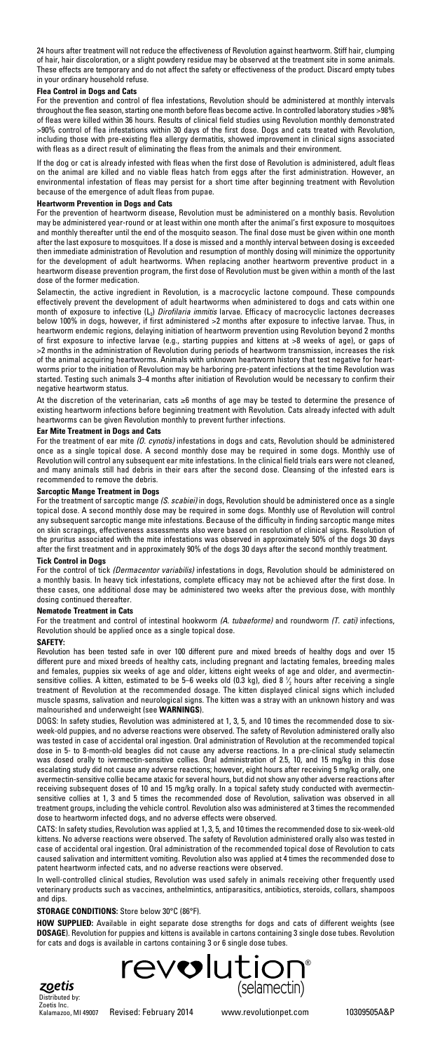24 hours after treatment will not reduce the effectiveness of Revolution against heartworm. Stiff hair, clumping of hair, hair discoloration, or a slight powdery residue may be observed at the treatment site in some animals. These effects are temporary and do not affect the safety or effectiveness of the product. Discard empty tubes in your ordinary household refuse.

**Flea Control in Dogs and Cats**

For the prevention and control of flea infestations, Revolution should be administered at monthly intervals throughout the flea season, starting one month before fleas become active. In controlled laboratory studies >98% of fleas were killed within 36 hours. Results of clinical field studies using Revolution monthly demonstrated >90% control of flea infestations within 30 days of the first dose. Dogs and cats treated with Revolution, including those with pre-existing flea allergy dermatitis, showed improvement in clinical signs associated with fleas as a direct result of eliminating the fleas from the animals and their environment.

If the dog or cat is already infested with fleas when the first dose of Revolution is administered, adult fleas on the animal are killed and no viable fleas hatch from eggs after the first administration. However, an environmental infestation of fleas may persist for a short time after beginning treatment with Revolution because of the emergence of adult fleas from pupae.

**Heartworm Prevention in Dogs and Cats**

For the prevention of heartworm disease, Revolution must be administered on a monthly basis. Revolution may be administered year-round or at least within one month after the animal's first exposure to mosquitoes and monthly thereafter until the end of the mosquito season. The final dose must be given within one month after the last exposure to mosquitoes. If a dose is missed and a monthly interval between dosing is exceeded then immediate administration of Revolution and resumption of monthly dosing will minimize the opportunity for the development of adult heartworms. When replacing another heartworm preventive product in a heartworm disease prevention program, the first dose of Revolution must be given within a month of the last dose of the former medication.

Selamectin, the active ingredient in Revolution, is a macrocyclic lactone compound. These compounds effectively prevent the development of adult heartworms when administered to dogs and cats within one month of exposure to infective ($L_3$) *Dirofilaria immitis* larvae. Efficacy of macrocyclic lactones decreases below 100% in dogs, however, if first administered >2 months after exposure to infective larvae. Thus, in heartworm endemic regions, delaying initiation of heartworm prevention using Revolution beyond 2 months of first exposure to infective larvae (e.g., starting puppies and kittens at >8 weeks of age), or gaps of >2 months in the administration of Revolution during periods of heartworm transmission, increases the risk of the animal acquiring heartworms. Animals with unknown heartworm history that test negative for heartworms prior to the initiation of Revolution may be harboring pre-patent infections at the time Revolution was started. Testing such animals 3–4 months after initiation of Revolution would be necessary to confirm their negative heartworm status.

At the discretion of the veterinarian, cats ≥6 months of age may be tested to determine the presence of existing heartworm infections before beginning treatment with Revolution. Cats already infected with adult heartworms can be given Revolution monthly to prevent further infections.

**Ear Mite Treatment in Dogs and Cats**

For the treatment of ear mite *(O. cynotis)* infestations in dogs and cats, Revolution should be administered once as a single topical dose. A second monthly dose may be required in some dogs. Monthly use of Revolution will control any subsequent ear mite infestations. In the clinical field trials ears were not cleaned, and many animals still had debris in their ears after the second dose. Cleansing of the infested ears is recommended to remove the debris.

**Sarcoptic Mange Treatment in Dogs**

For the treatment of sarcoptic mange *(S. scabiei)* in dogs, Revolution should be administered once as a single topical dose. A second monthly dose may be required in some dogs. Monthly use of Revolution will control any subsequent sarcoptic mange mite infestations. Because of the difficulty in finding sarcoptic mange mites on skin scrapings, effectiveness assessments also were based on resolution of clinical signs. Resolution of the pruritus associated with the mite infestations was observed in approximately 50% of the dogs 30 days after the first treatment and in approximately 90% of the dogs 30 days after the second monthly treatment.

**Tick Control in Dogs**

For the control of tick *(Dermacentor variabilis)* infestations in dogs, Revolution should be administered on a monthly basis. In heavy tick infestations, complete efficacy may not be achieved after the first dose. In these cases, one additional dose may be administered two weeks after the previous dose, with monthly dosing continued thereafter.

**Nematode Treatment in Cats**

For the treatment and control of intestinal hookworm *(A. tubaeforme)* and roundworm *(T. cati)* infections, Revolution should be applied once as a single topical dose.

**SAFETY:**

Revolution has been tested safe in over 100 different pure and mixed breeds of healthy dogs and over 15 different pure and mixed breeds of healthy cats, including pregnant and lactating females, breeding males and females, puppies six weeks of age and older, kittens eight weeks of age and older, and avermectin-sensitive collies. A kitten, estimated to be 5–6 weeks old (0.3 kg), died 8 ½ hours after receiving a single treatment of Revolution at the recommended dosage. The kitten displayed clinical signs which included muscle spasms, salivation and neurological signs. The kitten was a stray with an unknown history and was malnourished and underweight (see **WARNINGS**).

DOGS: In safety studies, Revolution was administered at 1, 3, 5, and 10 times the recommended dose to six-week-old puppies, and no adverse reactions were observed. The safety of Revolution administered orally also was tested in case of accidental oral ingestion. Oral administration of Revolution at the recommended topical dose in 5- to 8-month-old beagles did not cause any adverse reactions. In a pre-clinical study selamectin was dosed orally to ivermectin-sensitive collies. Oral administration of 2.5, 10, and 15 mg/kg in this dose escalating study did not cause any adverse reactions; however, eight hours after receiving 5 mg/kg orally, one avermectin-sensitive collie became ataxic for several hours, but did not show any other adverse reactions after receiving subsequent doses of 10 and 15 mg/kg orally. In a topical safety study conducted with avermectin-sensitive collies at 1, 3 and 5 times the recommended dose of Revolution, salivation was observed in all treatment groups, including the vehicle control. Revolution also was administered at 3 times the recommended dose to heartworm infected dogs, and no adverse effects were observed.

CATS: In safety studies, Revolution was applied at 1, 3, 5, and 10 times the recommended dose to six-week-old kittens. No adverse reactions were observed. The safety of Revolution administered orally also was tested in case of accidental oral ingestion. Oral administration of the recommended topical dose of Revolution to cats caused salivation and intermittent vomiting. Revolution also was applied at 4 times the recommended dose to patent heartworm infected cats, and no adverse reactions were observed.

In well-controlled clinical studies, Revolution was used safely in animals receiving other frequently used veterinary products such as vaccines, anthelmintics, antiparasitics, antibiotics, steroids, collars, shampoos and dips.

**STORAGE CONDITIONS:** Store below 30°C (86°F).

**HOW SUPPLIED:** Available in eight separate dose strengths for dogs and cats of different weights (see **DOSAGE**). Revolution for puppies and kittens is available in cartons containing 3 single dose tubes. Revolution for cats and dogs is available in cartons containing 3 or 6 single dose tubes.

revolution® (selamectin)

zoetis

Distributed by:
Zoetis Inc.
Kalamazoo, MI 49007

Revised: February 2014

www.revolutionpet.com

10309505A&P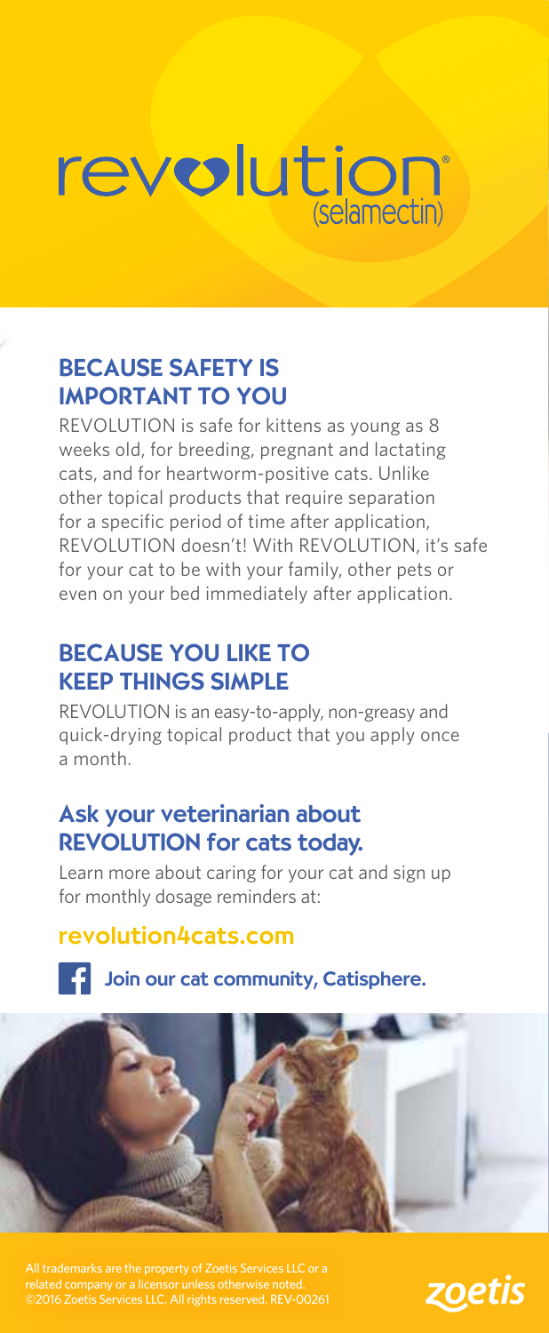# revolution®
(selamectin)

## BECAUSE SAFETY IS IMPORTANT TO YOU

REVOLUTION is safe for kittens as young as 8 weeks old, for breeding, pregnant and lactating cats, and for heartworm-positive cats. Unlike other topical products that require separation for a specific period of time after application, REVOLUTION doesn't! With REVOLUTION, it's safe for your cat to be with your family, other pets or even on your bed immediately after application.

## BECAUSE YOU LIKE TO KEEP THINGS SIMPLE

REVOLUTION is an easy-to-apply, non-greasy and quick-drying topical product that you apply once a month.

## Ask your veterinarian about REVOLUTION for cats today.

Learn more about caring for your cat and sign up for monthly dosage reminders at:

**revolution4cats.com**

**Join our cat community, Catisphere.**

All trademarks are the property of Zoetis Services LLC or a related company or a licensor unless otherwise noted. ©2016 Zoetis Services LLC. All rights reserved. REV-00261

zoetis